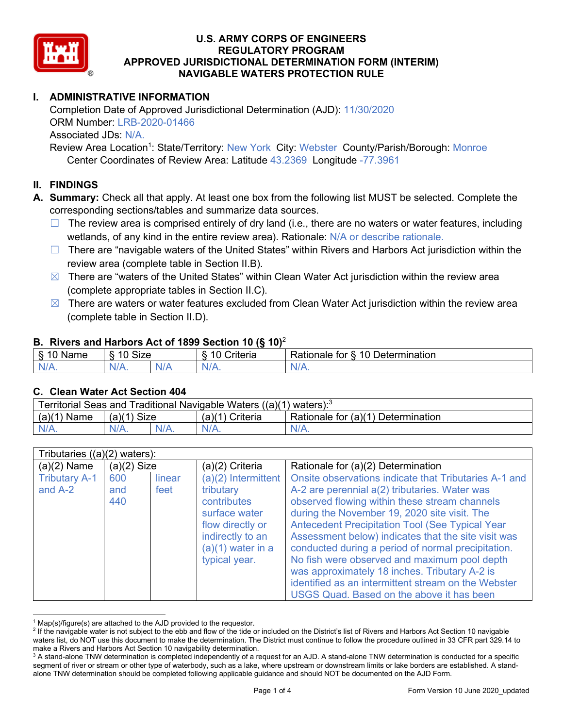# U.S. ARMY CORPS OF ENGINEERS
# REGULATORY PROGRAM
# APPROVED JURISDICTIONAL DETERMINATION FORM (INTERIM)
# NAVIGABLE WATERS PROTECTION RULE

## I. ADMINISTRATIVE INFORMATION

Completion Date of Approved Jurisdictional Determination (AJD): 11/30/2020
ORM Number: LRB-2020-01466
Associated JDs: N/A.
Review Area Location[1]: State/Territory: New York City: Webster County/Parish/Borough: Monroe
Center Coordinates of Review Area: Latitude 43.2369 Longitude -77.3961

## II. FINDINGS

**A. Summary:** Check all that apply. At least one box from the following list MUST be selected. Complete the corresponding sections/tables and summarize data sources.

- ☐ The review area is comprised entirely of dry land (i.e., there are no waters or water features, including wetlands, of any kind in the entire review area). Rationale: N/A or describe rationale.
- ☐ There are "navigable waters of the United States" within Rivers and Harbors Act jurisdiction within the review area (complete table in Section II.B).
- ☒ There are "waters of the United States" within Clean Water Act jurisdiction within the review area (complete appropriate tables in Section II.C).
- ☒ There are waters or water features excluded from Clean Water Act jurisdiction within the review area (complete table in Section II.D).

### B. Rivers and Harbors Act of 1899 Section 10 (§ 10)[2]

| § 10 Name | § 10 Size | | § 10 Criteria | Rationale for § 10 Determination |
|---|---|---|---|---|
| N/A. | N/A. | N/A | N/A. | N/A. |

### C. Clean Water Act Section 404

| Territorial Seas and Traditional Navigable Waters ((a)(1) waters):[3] | | | | |
|---|---|---|---|---|
| (a)(1) Name | (a)(1) Size | | (a)(1) Criteria | Rationale for (a)(1) Determination |
| N/A. | N/A. | N/A. | N/A. | N/A. |

| Tributaries ((a)(2) waters): | | | | |
|---|---|---|---|---|
| (a)(2) Name | (a)(2) Size | | (a)(2) Criteria | Rationale for (a)(2) Determination |
| Tributary A-1 and A-2 | 600 and 440 | linear feet | (a)(2) Intermittent tributary contributes surface water flow directly or indirectly to an (a)(1) water in a typical year. | Onsite observations indicate that Tributaries A-1 and A-2 are perennial a(2) tributaries. Water was observed flowing within these stream channels during the November 19, 2020 site visit. The Antecedent Precipitation Tool (See Typical Year Assessment below) indicates that the site visit was conducted during a period of normal precipitation. No fish were observed and maximum pool depth was approximately 18 inches. Tributary A-2 is identified as an intermittent stream on the Webster USGS Quad. Based on the above it has been |

[1] Map(s)/figure(s) are attached to the AJD provided to the requestor.
[2] If the navigable water is not subject to the ebb and flow of the tide or included on the District's list of Rivers and Harbors Act Section 10 navigable waters list, do NOT use this document to make the determination. The District must continue to follow the procedure outlined in 33 CFR part 329.14 to make a Rivers and Harbors Act Section 10 navigability determination.
[3] A stand-alone TNW determination is completed independently of a request for an AJD. A stand-alone TNW determination is conducted for a specific segment of river or stream or other type of waterbody, such as a lake, where upstream or downstream limits or lake borders are established. A stand-alone TNW determination should be completed following applicable guidance and should NOT be documented on the AJD Form.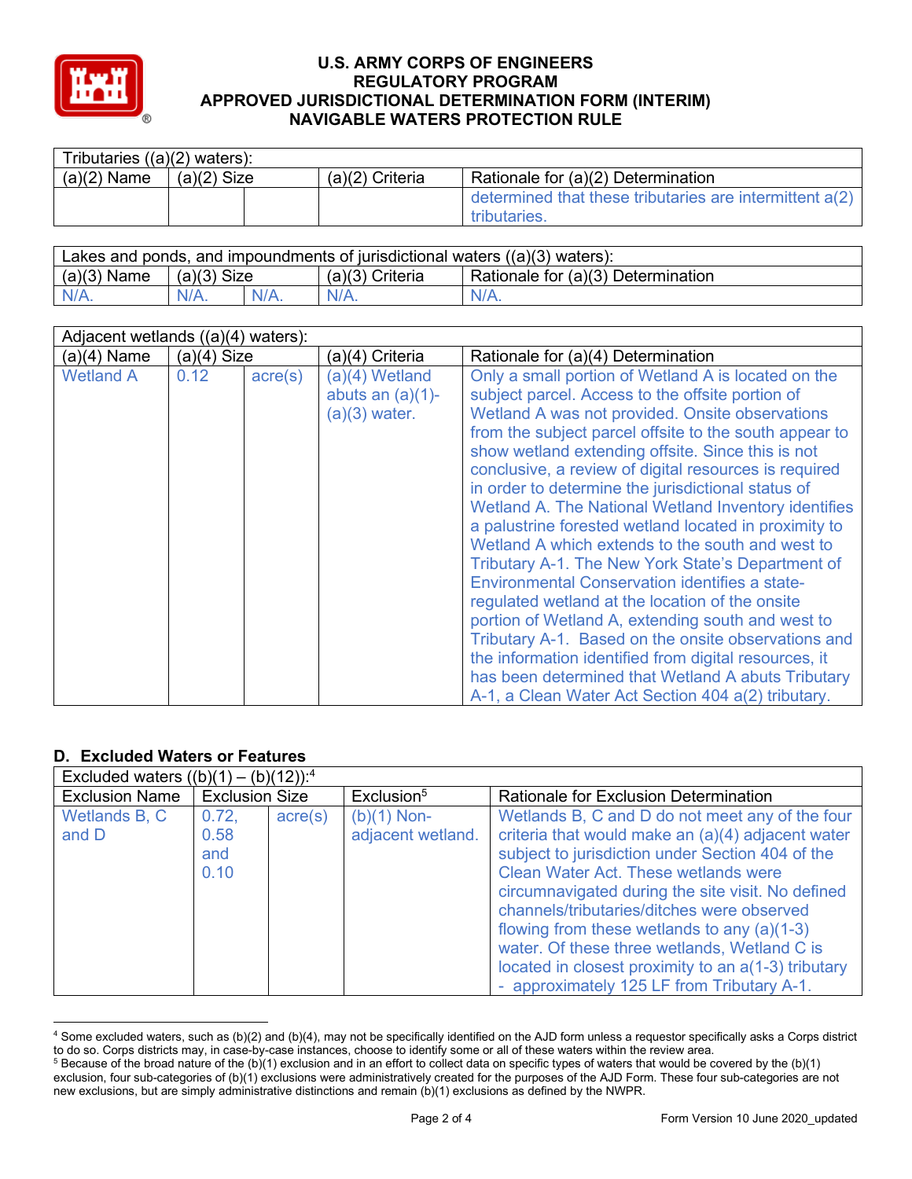# U.S. ARMY CORPS OF ENGINEERS
# REGULATORY PROGRAM
# APPROVED JURISDICTIONAL DETERMINATION FORM (INTERIM)
# NAVIGABLE WATERS PROTECTION RULE

| Tributaries ((a)(2) waters): | | | | |
|---|---|---|---|---|
| (a)(2) Name | (a)(2) Size | | (a)(2) Criteria | Rationale for (a)(2) Determination |
| | | | | determined that these tributaries are intermittent a(2) tributaries. |

| Lakes and ponds, and impoundments of jurisdictional waters ((a)(3) waters): | | | | |
|---|---|---|---|---|
| (a)(3) Name | (a)(3) Size | | (a)(3) Criteria | Rationale for (a)(3) Determination |
| N/A. | N/A. | N/A. | N/A. | N/A. |

| Adjacent wetlands ((a)(4) waters): | | | | |
|---|---|---|---|---|
| (a)(4) Name | (a)(4) Size | | (a)(4) Criteria | Rationale for (a)(4) Determination |
| Wetland A | 0.12 | acre(s) | (a)(4) Wetland abuts an (a)(1)-(a)(3) water. | Only a small portion of Wetland A is located on the subject parcel. Access to the offsite portion of Wetland A was not provided. Onsite observations from the subject parcel offsite to the south appear to show wetland extending offsite. Since this is not conclusive, a review of digital resources is required in order to determine the jurisdictional status of Wetland A. The National Wetland Inventory identifies a palustrine forested wetland located in proximity to Wetland A which extends to the south and west to Tributary A-1. The New York State's Department of Environmental Conservation identifies a state-regulated wetland at the location of the onsite portion of Wetland A, extending south and west to Tributary A-1. Based on the onsite observations and the information identified from digital resources, it has been determined that Wetland A abuts Tributary A-1, a Clean Water Act Section 404 a(2) tributary. |

## D. Excluded Waters or Features

| Excluded waters ((b)(1) – (b)(12)):[4] | | | | |
|---|---|---|---|---|
| Exclusion Name | Exclusion Size | | Exclusion[5] | Rationale for Exclusion Determination |
| Wetlands B, C and D | 0.72, 0.58 and 0.10 | acre(s) | (b)(1) Non-adjacent wetland. | Wetlands B, C and D do not meet any of the four criteria that would make an (a)(4) adjacent water subject to jurisdiction under Section 404 of the Clean Water Act. These wetlands were circumnavigated during the site visit. No defined channels/tributaries/ditches were observed flowing from these wetlands to any (a)(1-3) water. Of these three wetlands, Wetland C is located in closest proximity to an a(1-3) tributary - approximately 125 LF from Tributary A-1. |

[4] Some excluded waters, such as (b)(2) and (b)(4), may not be specifically identified on the AJD form unless a requestor specifically asks a Corps district to do so. Corps districts may, in case-by-case instances, choose to identify some or all of these waters within the review area.

[5] Because of the broad nature of the (b)(1) exclusion and in an effort to collect data on specific types of waters that would be covered by the (b)(1) exclusion, four sub-categories of (b)(1) exclusions were administratively created for the purposes of the AJD Form. These four sub-categories are not new exclusions, but are simply administrative distinctions and remain (b)(1) exclusions as defined by the NWPR.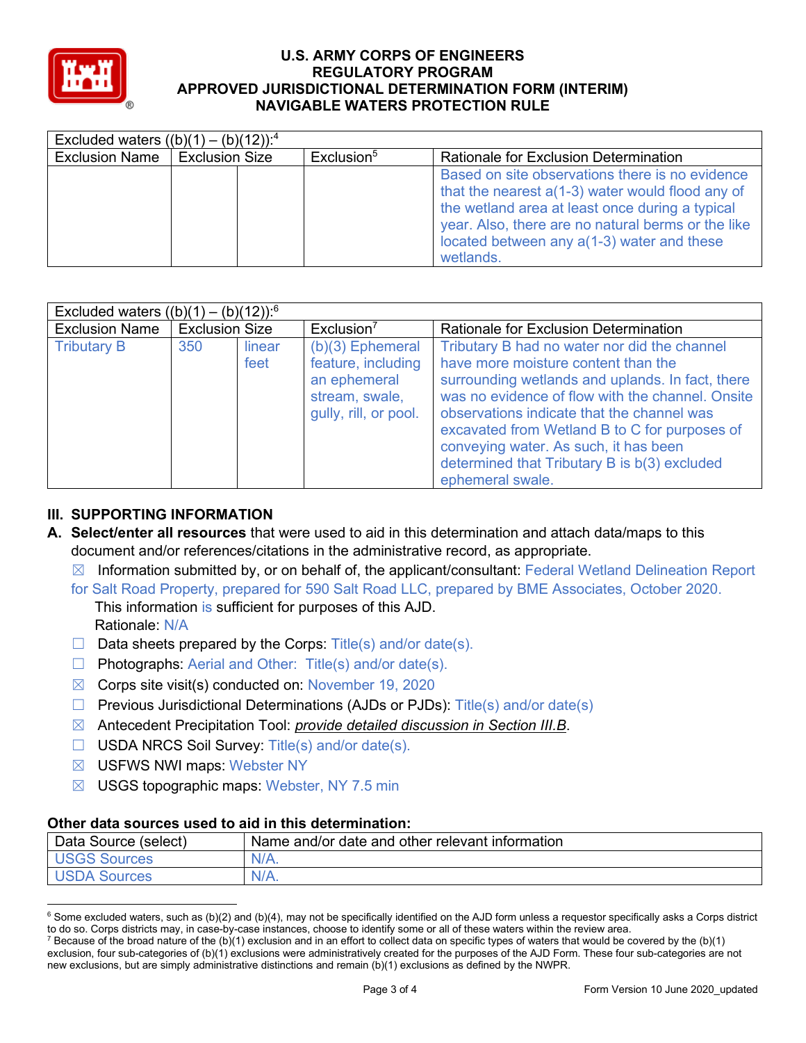| Excluded waters ((b)(1) – (b)(12)):[4] | | | | |
|---|---|---|---|---|
| Exclusion Name | Exclusion Size | | Exclusion[5] | Rationale for Exclusion Determination |
| | | | | Based on site observations there is no evidence that the nearest a(1-3) water would flood any of the wetland area at least once during a typical year. Also, there are no natural berms or the like located between any a(1-3) water and these wetlands. |

| Excluded waters ((b)(1) – (b)(12)):[6] | | | | |
|---|---|---|---|---|
| Exclusion Name | Exclusion Size | | Exclusion[7] | Rationale for Exclusion Determination |
| Tributary B | 350 | linear feet | (b)(3) Ephemeral feature, including an ephemeral stream, swale, gully, rill, or pool. | Tributary B had no water nor did the channel have more moisture content than the surrounding wetlands and uplands. In fact, there was no evidence of flow with the channel. Onsite observations indicate that the channel was excavated from Wetland B to C for purposes of conveying water. As such, it has been determined that Tributary B is b(3) excluded ephemeral swale. |

## III. SUPPORTING INFORMATION

**A. Select/enter all resources** that were used to aid in this determination and attach data/maps to this document and/or references/citations in the administrative record, as appropriate.

☒ Information submitted by, or on behalf of, the applicant/consultant: Federal Wetland Delineation Report for Salt Road Property, prepared for 590 Salt Road LLC, prepared by BME Associates, October 2020.
This information is sufficient for purposes of this AJD.
Rationale: N/A

☐ Data sheets prepared by the Corps: Title(s) and/or date(s).

☐ Photographs: Aerial and Other: Title(s) and/or date(s).

☒ Corps site visit(s) conducted on: November 19, 2020

☐ Previous Jurisdictional Determinations (AJDs or PJDs): Title(s) and/or date(s)

☒ Antecedent Precipitation Tool: *provide detailed discussion in Section III.B*.

☐ USDA NRCS Soil Survey: Title(s) and/or date(s).

☒ USFWS NWI maps: Webster NY

☒ USGS topographic maps: Webster, NY 7.5 min

### Other data sources used to aid in this determination:

| Data Source (select) | Name and/or date and other relevant information |
|---|---|
| USGS Sources | N/A. |
| USDA Sources | N/A. |

[6] Some excluded waters, such as (b)(2) and (b)(4), may not be specifically identified on the AJD form unless a requestor specifically asks a Corps district to do so. Corps districts may, in case-by-case instances, choose to identify some or all of these waters within the review area.

[7] Because of the broad nature of the (b)(1) exclusion and in an effort to collect data on specific types of waters that would be covered by the (b)(1) exclusion, four sub-categories of (b)(1) exclusions were administratively created for the purposes of the AJD Form. These four sub-categories are not new exclusions, but are simply administrative distinctions and remain (b)(1) exclusions as defined by the NWPR.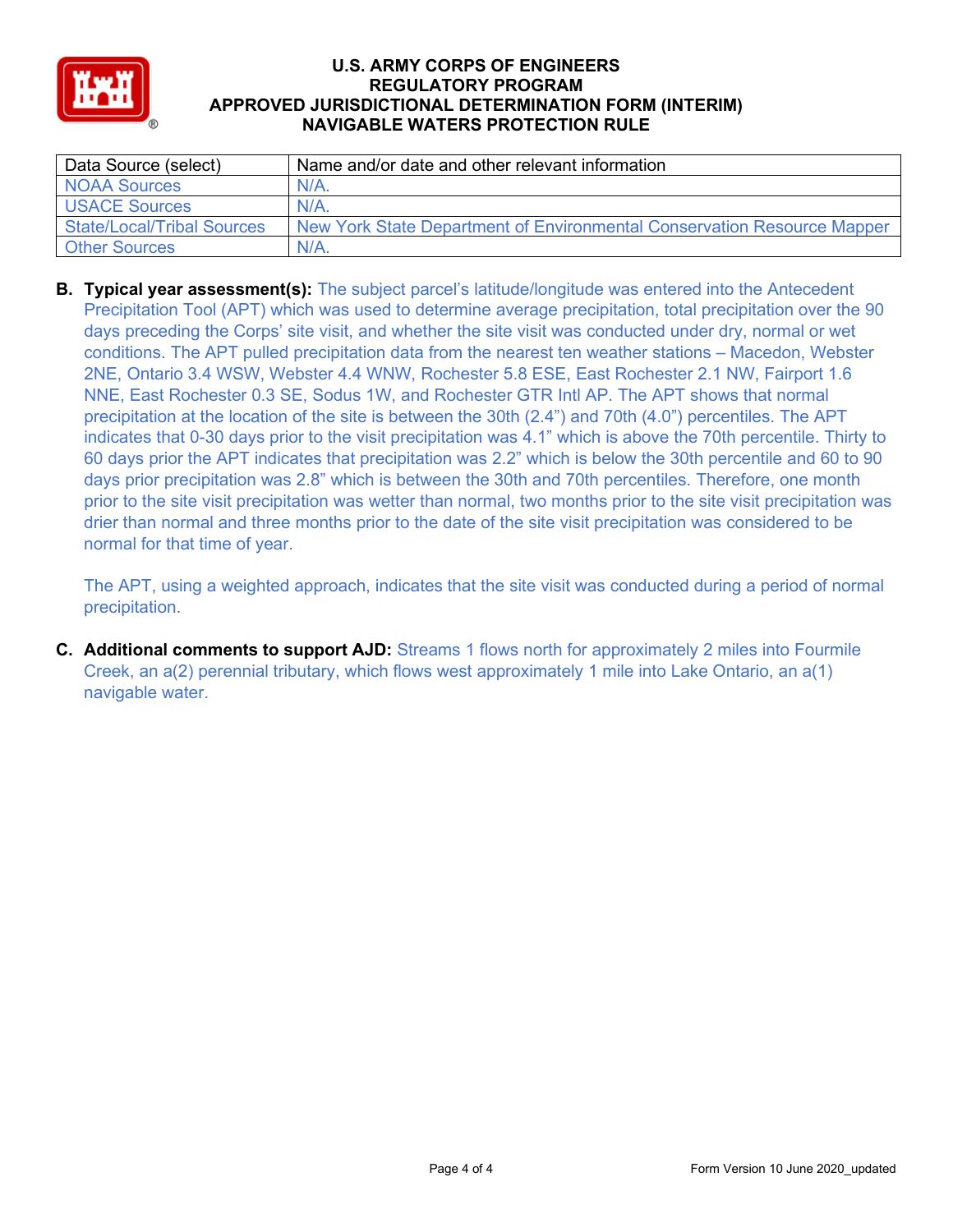# U.S. ARMY CORPS OF ENGINEERS
## REGULATORY PROGRAM
## APPROVED JURISDICTIONAL DETERMINATION FORM (INTERIM)
## NAVIGABLE WATERS PROTECTION RULE

| Data Source (select) | Name and/or date and other relevant information |
| --- | --- |
| NOAA Sources | N/A. |
| USACE Sources | N/A. |
| State/Local/Tribal Sources | New York State Department of Environmental Conservation Resource Mapper |
| Other Sources | N/A. |

**B. Typical year assessment(s):** The subject parcel's latitude/longitude was entered into the Antecedent Precipitation Tool (APT) which was used to determine average precipitation, total precipitation over the 90 days preceding the Corps' site visit, and whether the site visit was conducted under dry, normal or wet conditions. The APT pulled precipitation data from the nearest ten weather stations – Macedon, Webster 2NE, Ontario 3.4 WSW, Webster 4.4 WNW, Rochester 5.8 ESE, East Rochester 2.1 NW, Fairport 1.6 NNE, East Rochester 0.3 SE, Sodus 1W, and Rochester GTR Intl AP. The APT shows that normal precipitation at the location of the site is between the 30th (2.4") and 70th (4.0") percentiles. The APT indicates that 0-30 days prior to the visit precipitation was 4.1" which is above the 70th percentile. Thirty to 60 days prior the APT indicates that precipitation was 2.2" which is below the 30th percentile and 60 to 90 days prior precipitation was 2.8" which is between the 30th and 70th percentiles. Therefore, one month prior to the site visit precipitation was wetter than normal, two months prior to the site visit precipitation was drier than normal and three months prior to the date of the site visit precipitation was considered to be normal for that time of year.

The APT, using a weighted approach, indicates that the site visit was conducted during a period of normal precipitation.

**C. Additional comments to support AJD:** Streams 1 flows north for approximately 2 miles into Fourmile Creek, an a(2) perennial tributary, which flows west approximately 1 mile into Lake Ontario, an a(1) navigable water.